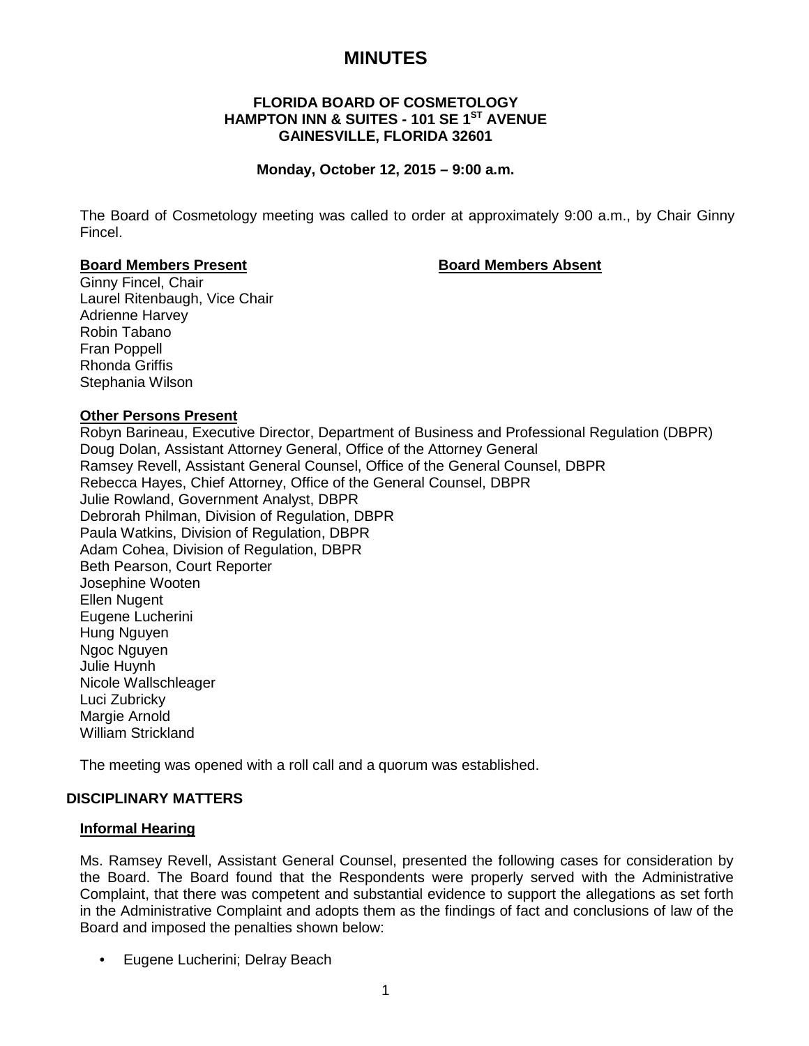# MINUTES

**FLORIDA BOARD OF COSMETOLOGY**
**HAMPTON INN & SUITES - 101 SE 1ST AVENUE**
**GAINESVILLE, FLORIDA 32601**

**Monday, October 12, 2015 – 9:00 a.m.**

The Board of Cosmetology meeting was called to order at approximately 9:00 a.m., by Chair Ginny Fincel.

**Board Members Present**

Ginny Fincel, Chair
Laurel Ritenbaugh, Vice Chair
Adrienne Harvey
Robin Tabano
Fran Poppell
Rhonda Griffis
Stephania Wilson

**Board Members Absent**

**Other Persons Present**

Robyn Barineau, Executive Director, Department of Business and Professional Regulation (DBPR)
Doug Dolan, Assistant Attorney General, Office of the Attorney General
Ramsey Revell, Assistant General Counsel, Office of the General Counsel, DBPR
Rebecca Hayes, Chief Attorney, Office of the General Counsel, DBPR
Julie Rowland, Government Analyst, DBPR
Debrorah Philman, Division of Regulation, DBPR
Paula Watkins, Division of Regulation, DBPR
Adam Cohea, Division of Regulation, DBPR
Beth Pearson, Court Reporter
Josephine Wooten
Ellen Nugent
Eugene Lucherini
Hung Nguyen
Ngoc Nguyen
Julie Huynh
Nicole Wallschleager
Luci Zubricky
Margie Arnold
William Strickland

The meeting was opened with a roll call and a quorum was established.

## DISCIPLINARY MATTERS

**Informal Hearing**

Ms. Ramsey Revell, Assistant General Counsel, presented the following cases for consideration by the Board. The Board found that the Respondents were properly served with the Administrative Complaint, that there was competent and substantial evidence to support the allegations as set forth in the Administrative Complaint and adopts them as the findings of fact and conclusions of law of the Board and imposed the penalties shown below:

- Eugene Lucherini; Delray Beach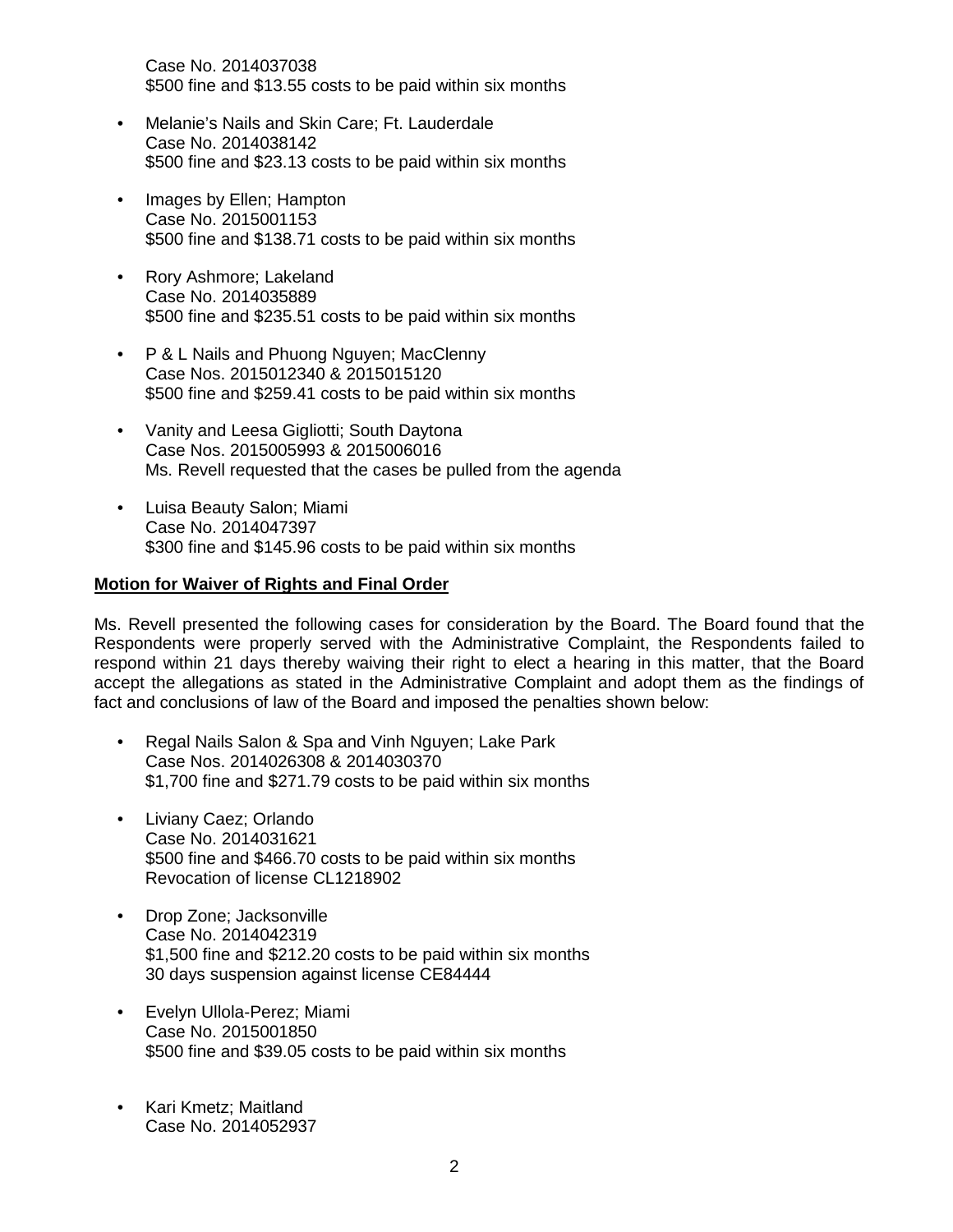Case No. 2014037038
$500 fine and $13.55 costs to be paid within six months

- Melanie's Nails and Skin Care; Ft. Lauderdale
  Case No. 2014038142
  $500 fine and $23.13 costs to be paid within six months

- Images by Ellen; Hampton
  Case No. 2015001153
  $500 fine and $138.71 costs to be paid within six months

- Rory Ashmore; Lakeland
  Case No. 2014035889
  $500 fine and $235.51 costs to be paid within six months

- P & L Nails and Phuong Nguyen; MacClenny
  Case Nos. 2015012340 & 2015015120
  $500 fine and $259.41 costs to be paid within six months

- Vanity and Leesa Gigliotti; South Daytona
  Case Nos. 2015005993 & 2015006016
  Ms. Revell requested that the cases be pulled from the agenda

- Luisa Beauty Salon; Miami
  Case No. 2014047397
  $300 fine and $145.96 costs to be paid within six months

**Motion for Waiver of Rights and Final Order**

Ms. Revell presented the following cases for consideration by the Board. The Board found that the Respondents were properly served with the Administrative Complaint, the Respondents failed to respond within 21 days thereby waiving their right to elect a hearing in this matter, that the Board accept the allegations as stated in the Administrative Complaint and adopt them as the findings of fact and conclusions of law of the Board and imposed the penalties shown below:

- Regal Nails Salon & Spa and Vinh Nguyen; Lake Park
  Case Nos. 2014026308 & 2014030370
  $1,700 fine and $271.79 costs to be paid within six months

- Liviany Caez; Orlando
  Case No. 2014031621
  $500 fine and $466.70 costs to be paid within six months
  Revocation of license CL1218902

- Drop Zone; Jacksonville
  Case No. 2014042319
  $1,500 fine and $212.20 costs to be paid within six months
  30 days suspension against license CE84444

- Evelyn Ullola-Perez; Miami
  Case No. 2015001850
  $500 fine and $39.05 costs to be paid within six months

- Kari Kmetz; Maitland
  Case No. 2014052937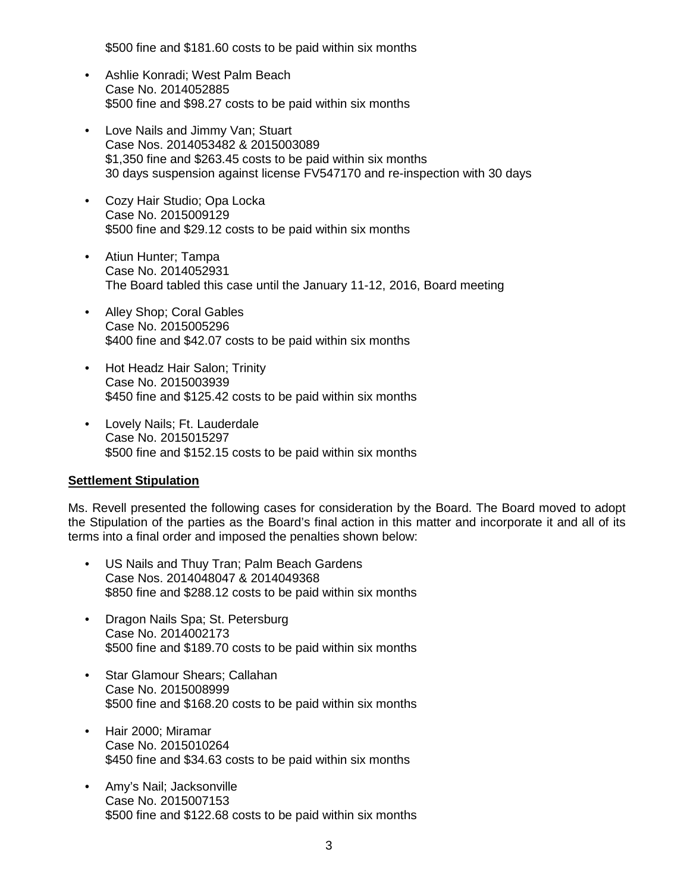$500 fine and $181.60 costs to be paid within six months

- Ashlie Konradi; West Palm Beach
  Case No. 2014052885
  $500 fine and $98.27 costs to be paid within six months

- Love Nails and Jimmy Van; Stuart
  Case Nos. 2014053482 & 2015003089
  $1,350 fine and $263.45 costs to be paid within six months
  30 days suspension against license FV547170 and re-inspection with 30 days

- Cozy Hair Studio; Opa Locka
  Case No. 2015009129
  $500 fine and $29.12 costs to be paid within six months

- Atiun Hunter; Tampa
  Case No. 2014052931
  The Board tabled this case until the January 11-12, 2016, Board meeting

- Alley Shop; Coral Gables
  Case No. 2015005296
  $400 fine and $42.07 costs to be paid within six months

- Hot Headz Hair Salon; Trinity
  Case No. 2015003939
  $450 fine and $125.42 costs to be paid within six months

- Lovely Nails; Ft. Lauderdale
  Case No. 2015015297
  $500 fine and $152.15 costs to be paid within six months

**Settlement Stipulation**

Ms. Revell presented the following cases for consideration by the Board. The Board moved to adopt the Stipulation of the parties as the Board's final action in this matter and incorporate it and all of its terms into a final order and imposed the penalties shown below:

- US Nails and Thuy Tran; Palm Beach Gardens
  Case Nos. 2014048047 & 2014049368
  $850 fine and $288.12 costs to be paid within six months

- Dragon Nails Spa; St. Petersburg
  Case No. 2014002173
  $500 fine and $189.70 costs to be paid within six months

- Star Glamour Shears; Callahan
  Case No. 2015008999
  $500 fine and $168.20 costs to be paid within six months

- Hair 2000; Miramar
  Case No. 2015010264
  $450 fine and $34.63 costs to be paid within six months

- Amy's Nail; Jacksonville
  Case No. 2015007153
  $500 fine and $122.68 costs to be paid within six months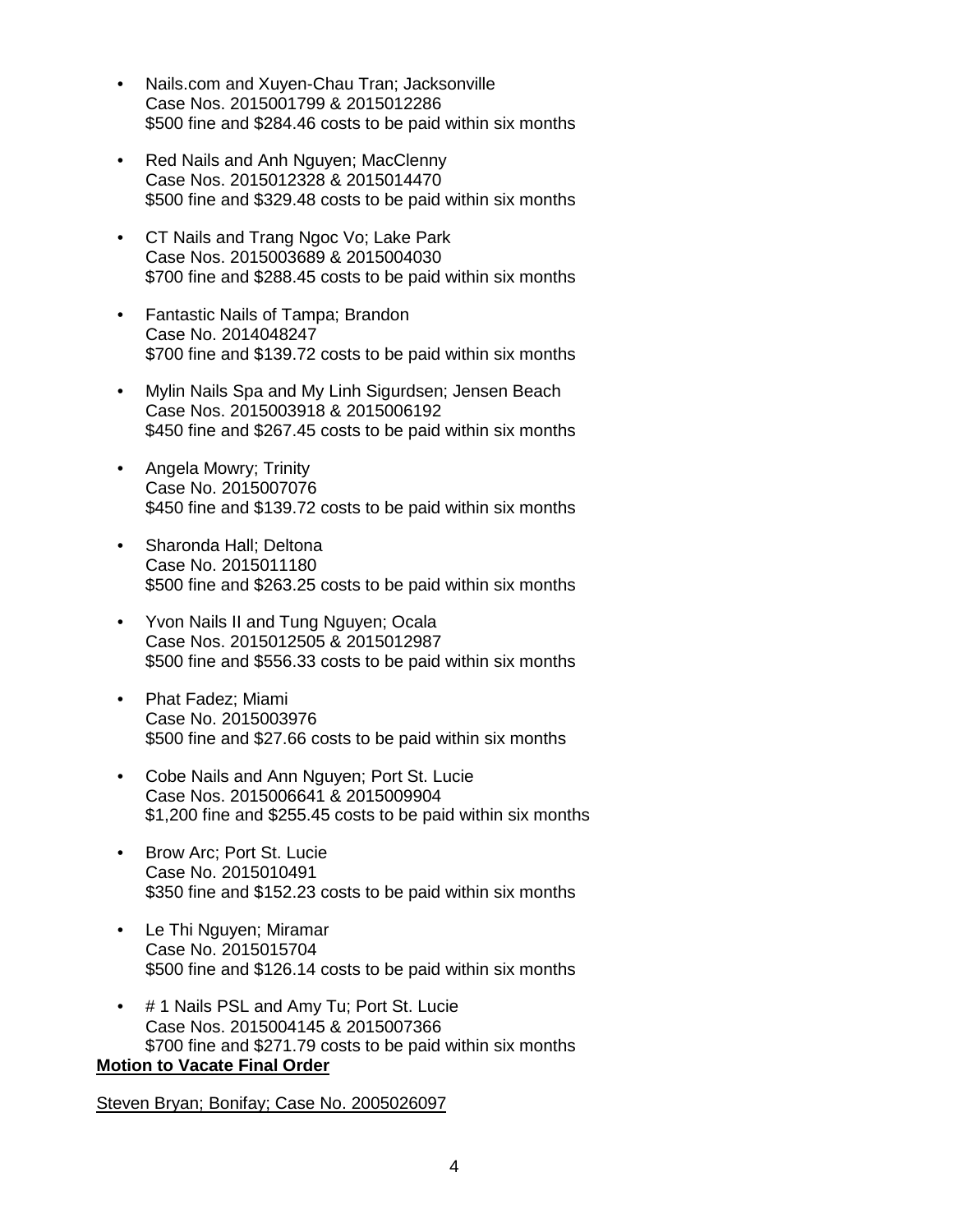- Nails.com and Xuyen-Chau Tran; Jacksonville
  Case Nos. 2015001799 & 2015012286
  $500 fine and $284.46 costs to be paid within six months

- Red Nails and Anh Nguyen; MacClenny
  Case Nos. 2015012328 & 2015014470
  $500 fine and $329.48 costs to be paid within six months

- CT Nails and Trang Ngoc Vo; Lake Park
  Case Nos. 2015003689 & 2015004030
  $700 fine and $288.45 costs to be paid within six months

- Fantastic Nails of Tampa; Brandon
  Case No. 2014048247
  $700 fine and $139.72 costs to be paid within six months

- Mylin Nails Spa and My Linh Sigurdsen; Jensen Beach
  Case Nos. 2015003918 & 2015006192
  $450 fine and $267.45 costs to be paid within six months

- Angela Mowry; Trinity
  Case No. 2015007076
  $450 fine and $139.72 costs to be paid within six months

- Sharonda Hall; Deltona
  Case No. 2015011180
  $500 fine and $263.25 costs to be paid within six months

- Yvon Nails II and Tung Nguyen; Ocala
  Case Nos. 2015012505 & 2015012987
  $500 fine and $556.33 costs to be paid within six months

- Phat Fadez; Miami
  Case No. 2015003976
  $500 fine and $27.66 costs to be paid within six months

- Cobe Nails and Ann Nguyen; Port St. Lucie
  Case Nos. 2015006641 & 2015009904
  $1,200 fine and $255.45 costs to be paid within six months

- Brow Arc; Port St. Lucie
  Case No. 2015010491
  $350 fine and $152.23 costs to be paid within six months

- Le Thi Nguyen; Miramar
  Case No. 2015015704
  $500 fine and $126.14 costs to be paid within six months

- # 1 Nails PSL and Amy Tu; Port St. Lucie
  Case Nos. 2015004145 & 2015007366
  $700 fine and $271.79 costs to be paid within six months

**Motion to Vacate Final Order**

Steven Bryan; Bonifay; Case No. 2005026097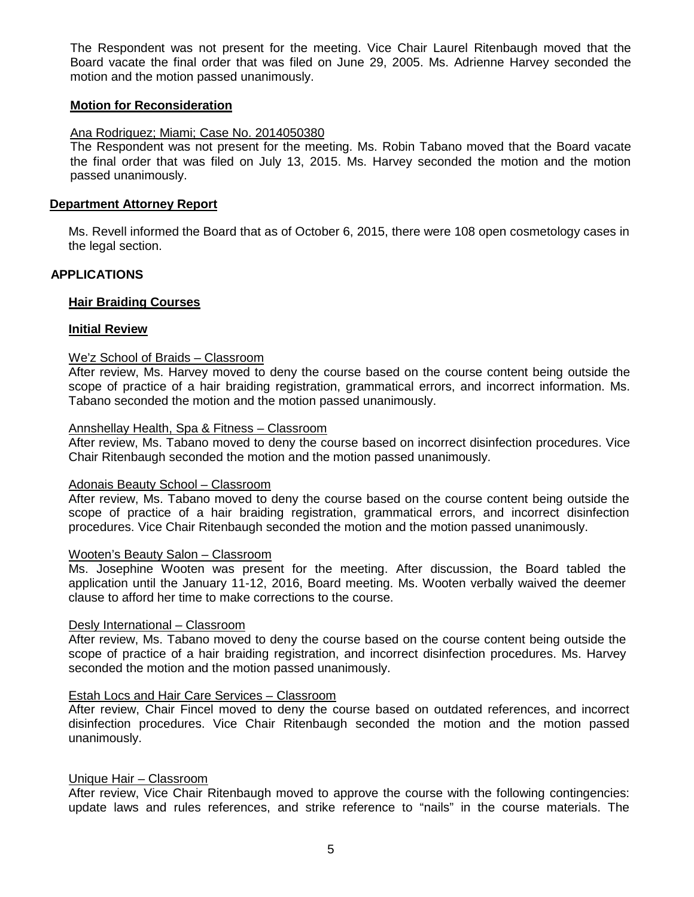The Respondent was not present for the meeting. Vice Chair Laurel Ritenbaugh moved that the Board vacate the final order that was filed on June 29, 2005. Ms. Adrienne Harvey seconded the motion and the motion passed unanimously.

**Motion for Reconsideration**

Ana Rodriguez; Miami; Case No. 2014050380

The Respondent was not present for the meeting. Ms. Robin Tabano moved that the Board vacate the final order that was filed on July 13, 2015. Ms. Harvey seconded the motion and the motion passed unanimously.

**Department Attorney Report**

Ms. Revell informed the Board that as of October 6, 2015, there were 108 open cosmetology cases in the legal section.

**APPLICATIONS**

**Hair Braiding Courses**

**Initial Review**

We'z School of Braids – Classroom

After review, Ms. Harvey moved to deny the course based on the course content being outside the scope of practice of a hair braiding registration, grammatical errors, and incorrect information. Ms. Tabano seconded the motion and the motion passed unanimously.

Annshellay Health, Spa & Fitness – Classroom

After review, Ms. Tabano moved to deny the course based on incorrect disinfection procedures. Vice Chair Ritenbaugh seconded the motion and the motion passed unanimously.

Adonais Beauty School – Classroom

After review, Ms. Tabano moved to deny the course based on the course content being outside the scope of practice of a hair braiding registration, grammatical errors, and incorrect disinfection procedures. Vice Chair Ritenbaugh seconded the motion and the motion passed unanimously.

Wooten's Beauty Salon – Classroom

Ms. Josephine Wooten was present for the meeting. After discussion, the Board tabled the application until the January 11-12, 2016, Board meeting. Ms. Wooten verbally waived the deemer clause to afford her time to make corrections to the course.

Desly International – Classroom

After review, Ms. Tabano moved to deny the course based on the course content being outside the scope of practice of a hair braiding registration, and incorrect disinfection procedures. Ms. Harvey seconded the motion and the motion passed unanimously.

Estah Locs and Hair Care Services – Classroom

After review, Chair Fincel moved to deny the course based on outdated references, and incorrect disinfection procedures. Vice Chair Ritenbaugh seconded the motion and the motion passed unanimously.

Unique Hair – Classroom

After review, Vice Chair Ritenbaugh moved to approve the course with the following contingencies: update laws and rules references, and strike reference to "nails" in the course materials. The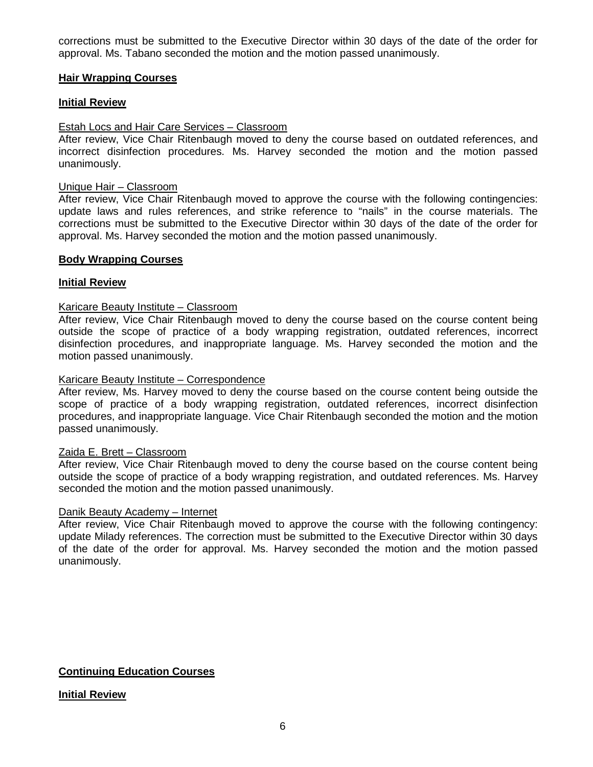corrections must be submitted to the Executive Director within 30 days of the date of the order for approval. Ms. Tabano seconded the motion and the motion passed unanimously.

## **Hair Wrapping Courses**

### **Initial Review**

Estah Locs and Hair Care Services – Classroom

After review, Vice Chair Ritenbaugh moved to deny the course based on outdated references, and incorrect disinfection procedures. Ms. Harvey seconded the motion and the motion passed unanimously.

Unique Hair – Classroom

After review, Vice Chair Ritenbaugh moved to approve the course with the following contingencies: update laws and rules references, and strike reference to “nails” in the course materials. The corrections must be submitted to the Executive Director within 30 days of the date of the order for approval. Ms. Harvey seconded the motion and the motion passed unanimously.

## **Body Wrapping Courses**

### **Initial Review**

Karicare Beauty Institute – Classroom

After review, Vice Chair Ritenbaugh moved to deny the course based on the course content being outside the scope of practice of a body wrapping registration, outdated references, incorrect disinfection procedures, and inappropriate language. Ms. Harvey seconded the motion and the motion passed unanimously.

Karicare Beauty Institute – Correspondence

After review, Ms. Harvey moved to deny the course based on the course content being outside the scope of practice of a body wrapping registration, outdated references, incorrect disinfection procedures, and inappropriate language. Vice Chair Ritenbaugh seconded the motion and the motion passed unanimously.

Zaida E. Brett – Classroom

After review, Vice Chair Ritenbaugh moved to deny the course based on the course content being outside the scope of practice of a body wrapping registration, and outdated references. Ms. Harvey seconded the motion and the motion passed unanimously.

Danik Beauty Academy – Internet

After review, Vice Chair Ritenbaugh moved to approve the course with the following contingency: update Milady references. The correction must be submitted to the Executive Director within 30 days of the date of the order for approval. Ms. Harvey seconded the motion and the motion passed unanimously.

## **Continuing Education Courses**

### **Initial Review**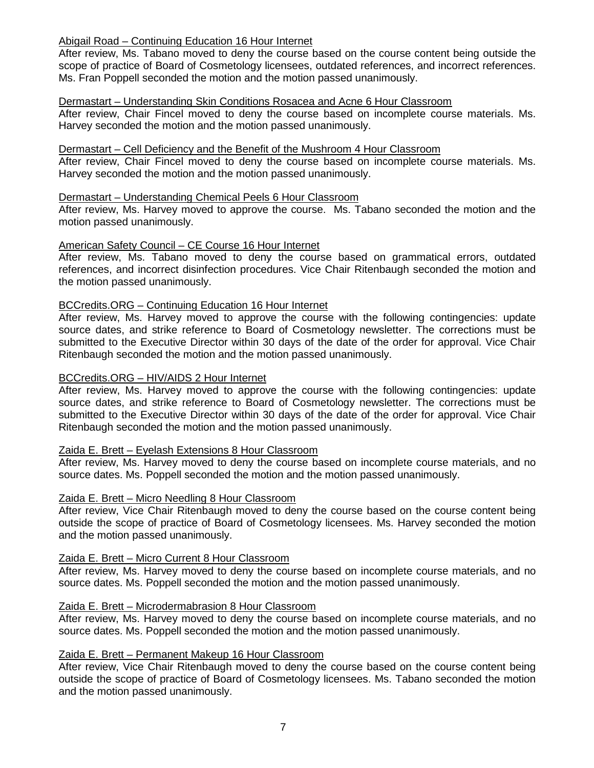Abigail Road – Continuing Education 16 Hour Internet

After review, Ms. Tabano moved to deny the course based on the course content being outside the scope of practice of Board of Cosmetology licensees, outdated references, and incorrect references. Ms. Fran Poppell seconded the motion and the motion passed unanimously.

Dermastart – Understanding Skin Conditions Rosacea and Acne 6 Hour Classroom

After review, Chair Fincel moved to deny the course based on incomplete course materials. Ms. Harvey seconded the motion and the motion passed unanimously.

Dermastart – Cell Deficiency and the Benefit of the Mushroom 4 Hour Classroom

After review, Chair Fincel moved to deny the course based on incomplete course materials. Ms. Harvey seconded the motion and the motion passed unanimously.

Dermastart – Understanding Chemical Peels 6 Hour Classroom

After review, Ms. Harvey moved to approve the course. Ms. Tabano seconded the motion and the motion passed unanimously.

American Safety Council – CE Course 16 Hour Internet

After review, Ms. Tabano moved to deny the course based on grammatical errors, outdated references, and incorrect disinfection procedures. Vice Chair Ritenbaugh seconded the motion and the motion passed unanimously.

BCCredits.ORG – Continuing Education 16 Hour Internet

After review, Ms. Harvey moved to approve the course with the following contingencies: update source dates, and strike reference to Board of Cosmetology newsletter. The corrections must be submitted to the Executive Director within 30 days of the date of the order for approval. Vice Chair Ritenbaugh seconded the motion and the motion passed unanimously.

BCCredits.ORG – HIV/AIDS 2 Hour Internet

After review, Ms. Harvey moved to approve the course with the following contingencies: update source dates, and strike reference to Board of Cosmetology newsletter. The corrections must be submitted to the Executive Director within 30 days of the date of the order for approval. Vice Chair Ritenbaugh seconded the motion and the motion passed unanimously.

Zaida E. Brett – Eyelash Extensions 8 Hour Classroom

After review, Ms. Harvey moved to deny the course based on incomplete course materials, and no source dates. Ms. Poppell seconded the motion and the motion passed unanimously.

Zaida E. Brett – Micro Needling 8 Hour Classroom

After review, Vice Chair Ritenbaugh moved to deny the course based on the course content being outside the scope of practice of Board of Cosmetology licensees. Ms. Harvey seconded the motion and the motion passed unanimously.

Zaida E. Brett – Micro Current 8 Hour Classroom

After review, Ms. Harvey moved to deny the course based on incomplete course materials, and no source dates. Ms. Poppell seconded the motion and the motion passed unanimously.

Zaida E. Brett – Microdermabrasion 8 Hour Classroom

After review, Ms. Harvey moved to deny the course based on incomplete course materials, and no source dates. Ms. Poppell seconded the motion and the motion passed unanimously.

Zaida E. Brett – Permanent Makeup 16 Hour Classroom

After review, Vice Chair Ritenbaugh moved to deny the course based on the course content being outside the scope of practice of Board of Cosmetology licensees. Ms. Tabano seconded the motion and the motion passed unanimously.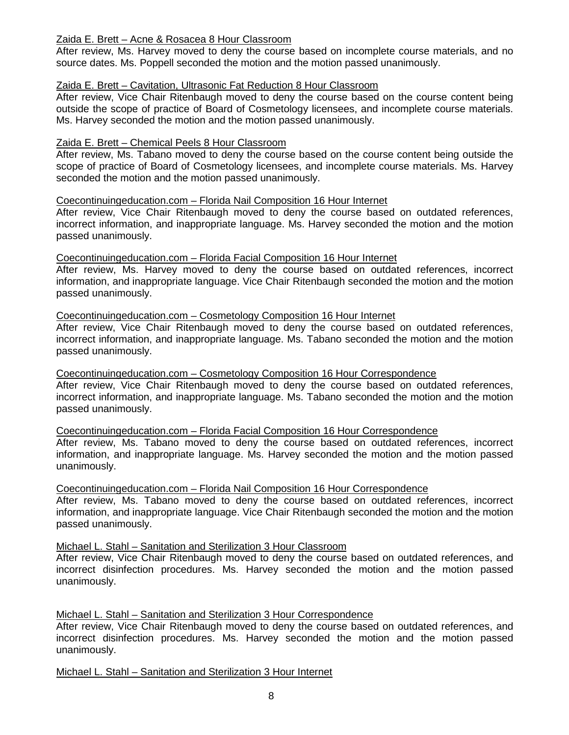Zaida E. Brett – Acne & Rosacea 8 Hour Classroom

After review, Ms. Harvey moved to deny the course based on incomplete course materials, and no source dates. Ms. Poppell seconded the motion and the motion passed unanimously.

Zaida E. Brett – Cavitation, Ultrasonic Fat Reduction 8 Hour Classroom

After review, Vice Chair Ritenbaugh moved to deny the course based on the course content being outside the scope of practice of Board of Cosmetology licensees, and incomplete course materials. Ms. Harvey seconded the motion and the motion passed unanimously.

Zaida E. Brett – Chemical Peels 8 Hour Classroom

After review, Ms. Tabano moved to deny the course based on the course content being outside the scope of practice of Board of Cosmetology licensees, and incomplete course materials. Ms. Harvey seconded the motion and the motion passed unanimously.

Coecontinuingeducation.com – Florida Nail Composition 16 Hour Internet

After review, Vice Chair Ritenbaugh moved to deny the course based on outdated references, incorrect information, and inappropriate language. Ms. Harvey seconded the motion and the motion passed unanimously.

Coecontinuingeducation.com – Florida Facial Composition 16 Hour Internet

After review, Ms. Harvey moved to deny the course based on outdated references, incorrect information, and inappropriate language. Vice Chair Ritenbaugh seconded the motion and the motion passed unanimously.

Coecontinuingeducation.com – Cosmetology Composition 16 Hour Internet

After review, Vice Chair Ritenbaugh moved to deny the course based on outdated references, incorrect information, and inappropriate language. Ms. Tabano seconded the motion and the motion passed unanimously.

Coecontinuingeducation.com – Cosmetology Composition 16 Hour Correspondence

After review, Vice Chair Ritenbaugh moved to deny the course based on outdated references, incorrect information, and inappropriate language. Ms. Tabano seconded the motion and the motion passed unanimously.

Coecontinuingeducation.com – Florida Facial Composition 16 Hour Correspondence

After review, Ms. Tabano moved to deny the course based on outdated references, incorrect information, and inappropriate language. Ms. Harvey seconded the motion and the motion passed unanimously.

Coecontinuingeducation.com – Florida Nail Composition 16 Hour Correspondence

After review, Ms. Tabano moved to deny the course based on outdated references, incorrect information, and inappropriate language. Vice Chair Ritenbaugh seconded the motion and the motion passed unanimously.

Michael L. Stahl – Sanitation and Sterilization 3 Hour Classroom

After review, Vice Chair Ritenbaugh moved to deny the course based on outdated references, and incorrect disinfection procedures. Ms. Harvey seconded the motion and the motion passed unanimously.

Michael L. Stahl – Sanitation and Sterilization 3 Hour Correspondence

After review, Vice Chair Ritenbaugh moved to deny the course based on outdated references, and incorrect disinfection procedures. Ms. Harvey seconded the motion and the motion passed unanimously.

Michael L. Stahl – Sanitation and Sterilization 3 Hour Internet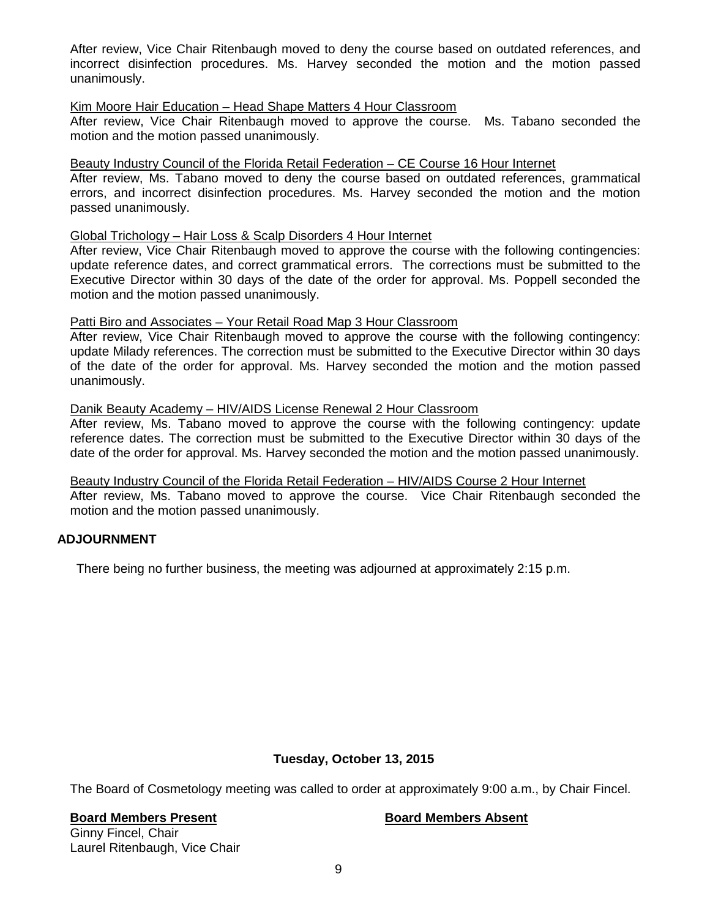After review, Vice Chair Ritenbaugh moved to deny the course based on outdated references, and incorrect disinfection procedures. Ms. Harvey seconded the motion and the motion passed unanimously.

Kim Moore Hair Education – Head Shape Matters 4 Hour Classroom
After review, Vice Chair Ritenbaugh moved to approve the course. Ms. Tabano seconded the motion and the motion passed unanimously.

Beauty Industry Council of the Florida Retail Federation – CE Course 16 Hour Internet
After review, Ms. Tabano moved to deny the course based on outdated references, grammatical errors, and incorrect disinfection procedures. Ms. Harvey seconded the motion and the motion passed unanimously.

Global Trichology – Hair Loss & Scalp Disorders 4 Hour Internet
After review, Vice Chair Ritenbaugh moved to approve the course with the following contingencies: update reference dates, and correct grammatical errors. The corrections must be submitted to the Executive Director within 30 days of the date of the order for approval. Ms. Poppell seconded the motion and the motion passed unanimously.

Patti Biro and Associates – Your Retail Road Map 3 Hour Classroom
After review, Vice Chair Ritenbaugh moved to approve the course with the following contingency: update Milady references. The correction must be submitted to the Executive Director within 30 days of the date of the order for approval. Ms. Harvey seconded the motion and the motion passed unanimously.

Danik Beauty Academy – HIV/AIDS License Renewal 2 Hour Classroom
After review, Ms. Tabano moved to approve the course with the following contingency: update reference dates. The correction must be submitted to the Executive Director within 30 days of the date of the order for approval. Ms. Harvey seconded the motion and the motion passed unanimously.

Beauty Industry Council of the Florida Retail Federation – HIV/AIDS Course 2 Hour Internet
After review, Ms. Tabano moved to approve the course. Vice Chair Ritenbaugh seconded the motion and the motion passed unanimously.

## ADJOURNMENT

There being no further business, the meeting was adjourned at approximately 2:15 p.m.

**Tuesday, October 13, 2015**

The Board of Cosmetology meeting was called to order at approximately 9:00 a.m., by Chair Fincel.

**Board Members Present** | **Board Members Absent**

Ginny Fincel, Chair
Laurel Ritenbaugh, Vice Chair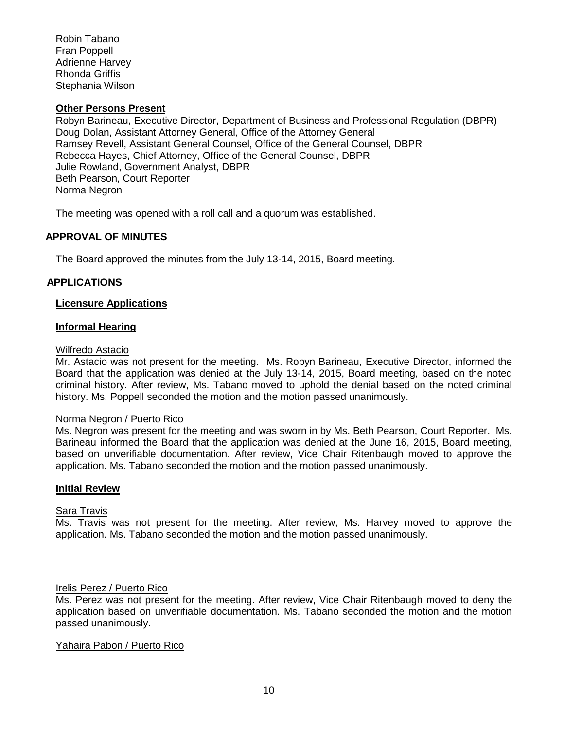Robin Tabano
Fran Poppell
Adrienne Harvey
Rhonda Griffis
Stephania Wilson

**Other Persons Present**

Robyn Barineau, Executive Director, Department of Business and Professional Regulation (DBPR)
Doug Dolan, Assistant Attorney General, Office of the Attorney General
Ramsey Revell, Assistant General Counsel, Office of the General Counsel, DBPR
Rebecca Hayes, Chief Attorney, Office of the General Counsel, DBPR
Julie Rowland, Government Analyst, DBPR
Beth Pearson, Court Reporter
Norma Negron

The meeting was opened with a roll call and a quorum was established.

## APPROVAL OF MINUTES

The Board approved the minutes from the July 13-14, 2015, Board meeting.

## APPLICATIONS

### Licensure Applications

### Informal Hearing

Wilfredo Astacio

Mr. Astacio was not present for the meeting. Ms. Robyn Barineau, Executive Director, informed the Board that the application was denied at the July 13-14, 2015, Board meeting, based on the noted criminal history. After review, Ms. Tabano moved to uphold the denial based on the noted criminal history. Ms. Poppell seconded the motion and the motion passed unanimously.

Norma Negron / Puerto Rico

Ms. Negron was present for the meeting and was sworn in by Ms. Beth Pearson, Court Reporter. Ms. Barineau informed the Board that the application was denied at the June 16, 2015, Board meeting, based on unverifiable documentation. After review, Vice Chair Ritenbaugh moved to approve the application. Ms. Tabano seconded the motion and the motion passed unanimously.

### Initial Review

Sara Travis

Ms. Travis was not present for the meeting. After review, Ms. Harvey moved to approve the application. Ms. Tabano seconded the motion and the motion passed unanimously.

Irelis Perez / Puerto Rico

Ms. Perez was not present for the meeting. After review, Vice Chair Ritenbaugh moved to deny the application based on unverifiable documentation. Ms. Tabano seconded the motion and the motion passed unanimously.

Yahaira Pabon / Puerto Rico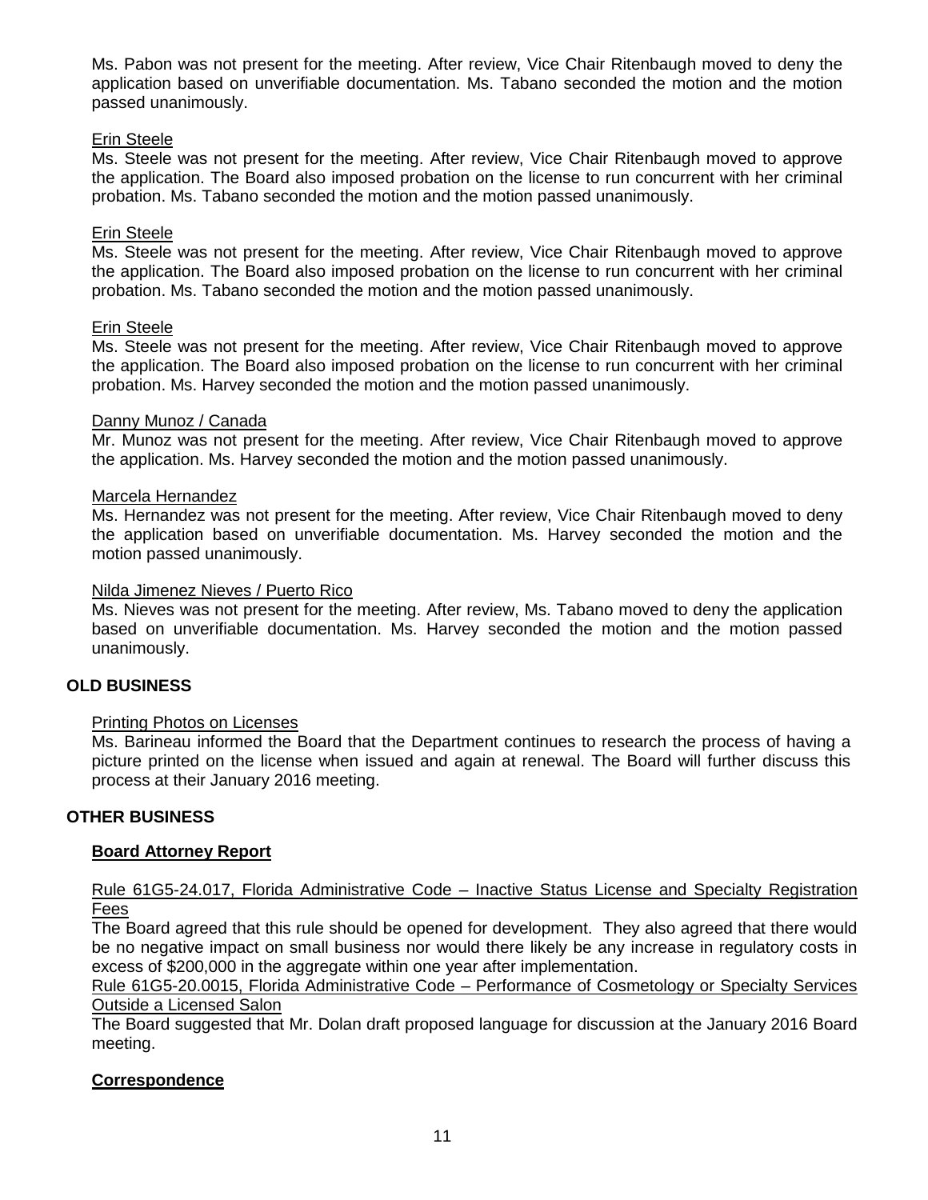Ms. Pabon was not present for the meeting. After review, Vice Chair Ritenbaugh moved to deny the application based on unverifiable documentation. Ms. Tabano seconded the motion and the motion passed unanimously.

Erin Steele
Ms. Steele was not present for the meeting. After review, Vice Chair Ritenbaugh moved to approve the application. The Board also imposed probation on the license to run concurrent with her criminal probation. Ms. Tabano seconded the motion and the motion passed unanimously.

Erin Steele
Ms. Steele was not present for the meeting. After review, Vice Chair Ritenbaugh moved to approve the application. The Board also imposed probation on the license to run concurrent with her criminal probation. Ms. Tabano seconded the motion and the motion passed unanimously.

Erin Steele
Ms. Steele was not present for the meeting. After review, Vice Chair Ritenbaugh moved to approve the application. The Board also imposed probation on the license to run concurrent with her criminal probation. Ms. Harvey seconded the motion and the motion passed unanimously.

Danny Munoz / Canada
Mr. Munoz was not present for the meeting. After review, Vice Chair Ritenbaugh moved to approve the application. Ms. Harvey seconded the motion and the motion passed unanimously.

Marcela Hernandez
Ms. Hernandez was not present for the meeting. After review, Vice Chair Ritenbaugh moved to deny the application based on unverifiable documentation. Ms. Harvey seconded the motion and the motion passed unanimously.

Nilda Jimenez Nieves / Puerto Rico
Ms. Nieves was not present for the meeting. After review, Ms. Tabano moved to deny the application based on unverifiable documentation. Ms. Harvey seconded the motion and the motion passed unanimously.

## OLD BUSINESS

Printing Photos on Licenses
Ms. Barineau informed the Board that the Department continues to research the process of having a picture printed on the license when issued and again at renewal. The Board will further discuss this process at their January 2016 meeting.

## OTHER BUSINESS

### Board Attorney Report

Rule 61G5-24.017, Florida Administrative Code – Inactive Status License and Specialty Registration Fees
The Board agreed that this rule should be opened for development. They also agreed that there would be no negative impact on small business nor would there likely be any increase in regulatory costs in excess of $200,000 in the aggregate within one year after implementation.
Rule 61G5-20.0015, Florida Administrative Code – Performance of Cosmetology or Specialty Services Outside a Licensed Salon
The Board suggested that Mr. Dolan draft proposed language for discussion at the January 2016 Board meeting.

### Correspondence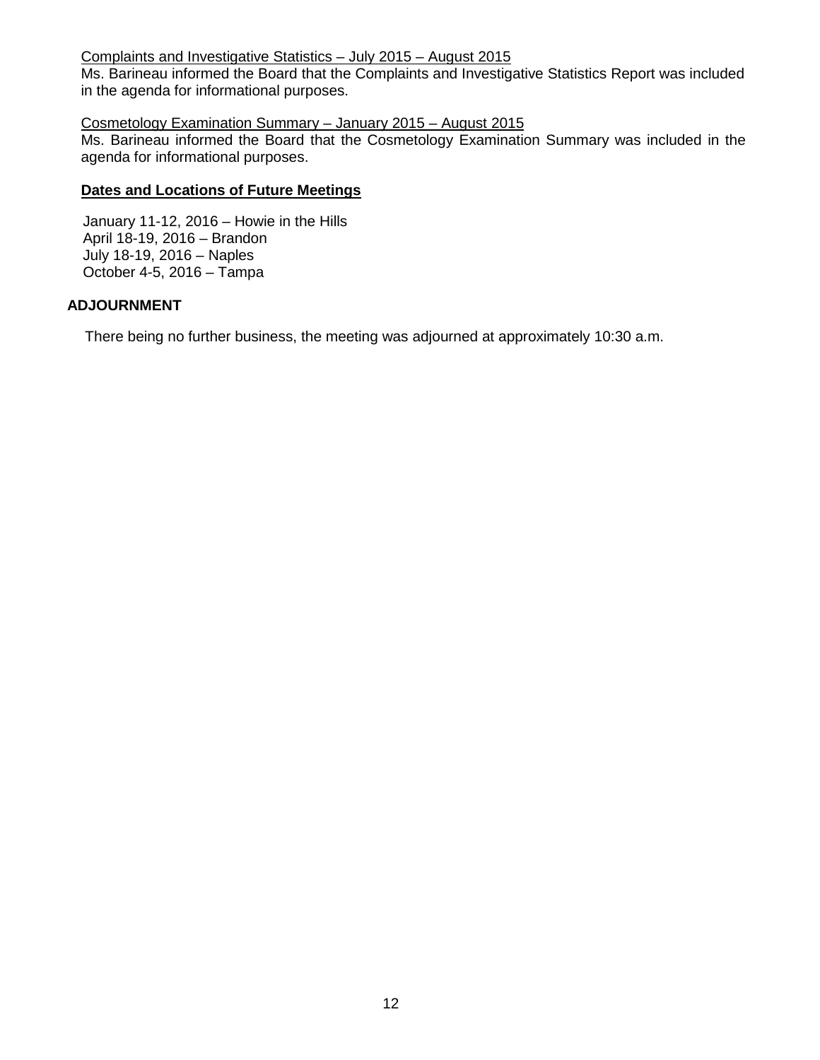Complaints and Investigative Statistics – July 2015 – August 2015

Ms. Barineau informed the Board that the Complaints and Investigative Statistics Report was included in the agenda for informational purposes.

Cosmetology Examination Summary – January 2015 – August 2015

Ms. Barineau informed the Board that the Cosmetology Examination Summary was included in the agenda for informational purposes.

**Dates and Locations of Future Meetings**

January 11-12, 2016 – Howie in the Hills
April 18-19, 2016 – Brandon
July 18-19, 2016 – Naples
October 4-5, 2016 – Tampa

**ADJOURNMENT**

There being no further business, the meeting was adjourned at approximately 10:30 a.m.